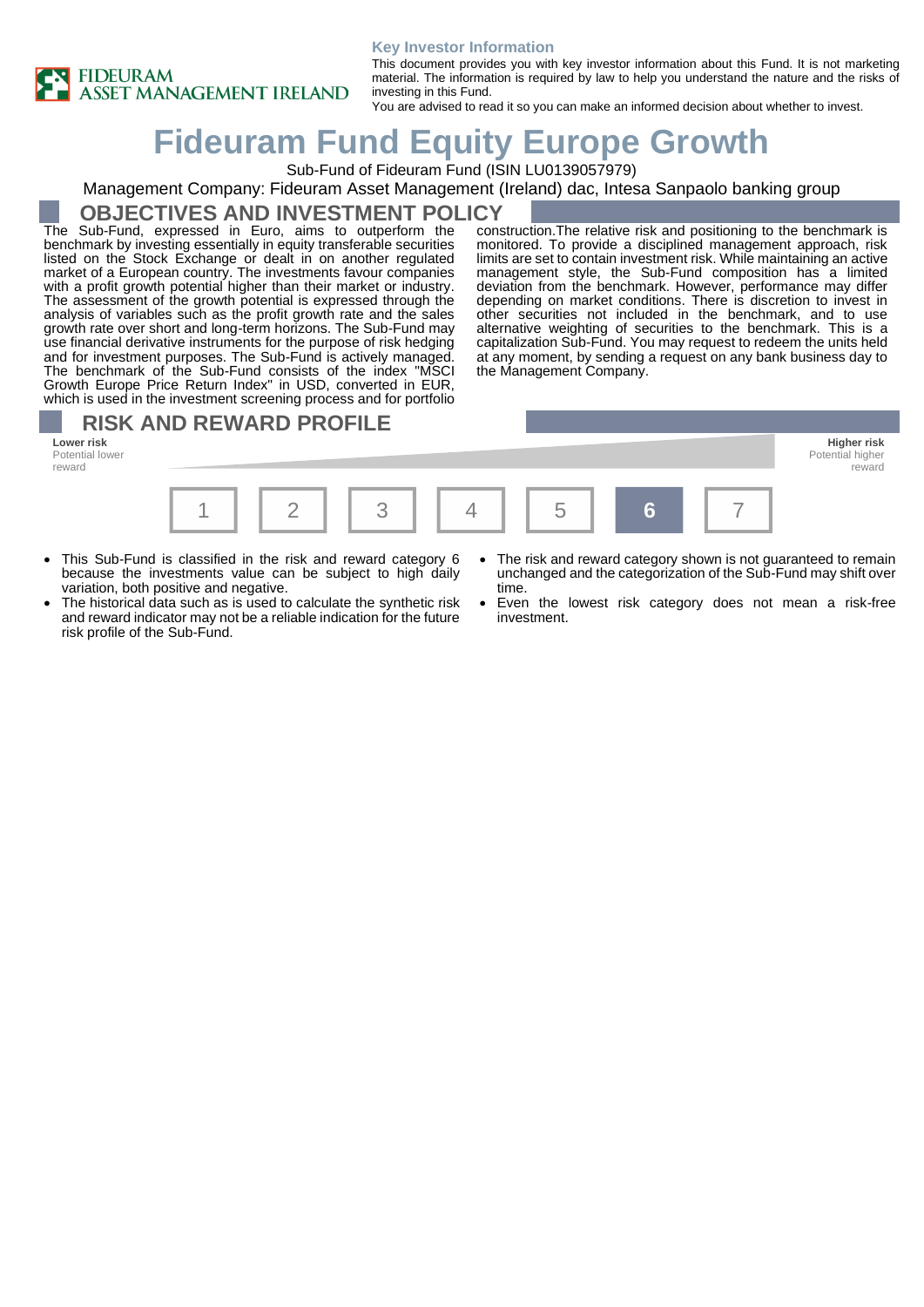FIDEURAM ASSET MANAGEMENT IRELAND

**Key Investor Information**

This document provides you with key investor information about this Fund. It is not marketing material. The information is required by law to help you understand the nature and the risks of investing in this Fund.
You are advised to read it so you can make an informed decision about whether to invest.

# Fideuram Fund Equity Europe Growth

Sub-Fund of Fideuram Fund (ISIN LU0139057979)

Management Company: Fideuram Asset Management (Ireland) dac, Intesa Sanpaolo banking group

## OBJECTIVES AND INVESTMENT POLICY

The Sub-Fund, expressed in Euro, aims to outperform the benchmark by investing essentially in equity transferable securities listed on the Stock Exchange or dealt in on another regulated market of a European country. The investments favour companies with a profit growth potential higher than their market or industry. The assessment of the growth potential is expressed through the analysis of variables such as the profit growth rate and the sales growth rate over short and long-term horizons. The Sub-Fund may use financial derivative instruments for the purpose of risk hedging and for investment purposes. The Sub-Fund is actively managed. The benchmark of the Sub-Fund consists of the index "MSCI Growth Europe Price Return Index" in USD, converted in EUR, which is used in the investment screening process and for portfolio construction.The relative risk and positioning to the benchmark is monitored. To provide a disciplined management approach, risk limits are set to contain investment risk. While maintaining an active management style, the Sub-Fund composition has a limited deviation from the benchmark. However, performance may differ depending on market conditions. There is discretion to invest in other securities not included in the benchmark, and to use alternative weighting of securities to the benchmark. This is a capitalization Sub-Fund. You may request to redeem the units held at any moment, by sending a request on any bank business day to the Management Company.

## RISK AND REWARD PROFILE

**Lower risk** Potential lower reward — **Higher risk** Potential higher reward

| 1 | 2 | 3 | 4 | 5 | **6** | 7 |
|---|---|---|---|---|---|---|

- This Sub-Fund is classified in the risk and reward category 6 because the investments value can be subject to high daily variation, both positive and negative.
- The historical data such as is used to calculate the synthetic risk and reward indicator may not be a reliable indication for the future risk profile of the Sub-Fund.
- The risk and reward category shown is not guaranteed to remain unchanged and the categorization of the Sub-Fund may shift over time.
- Even the lowest risk category does not mean a risk-free investment.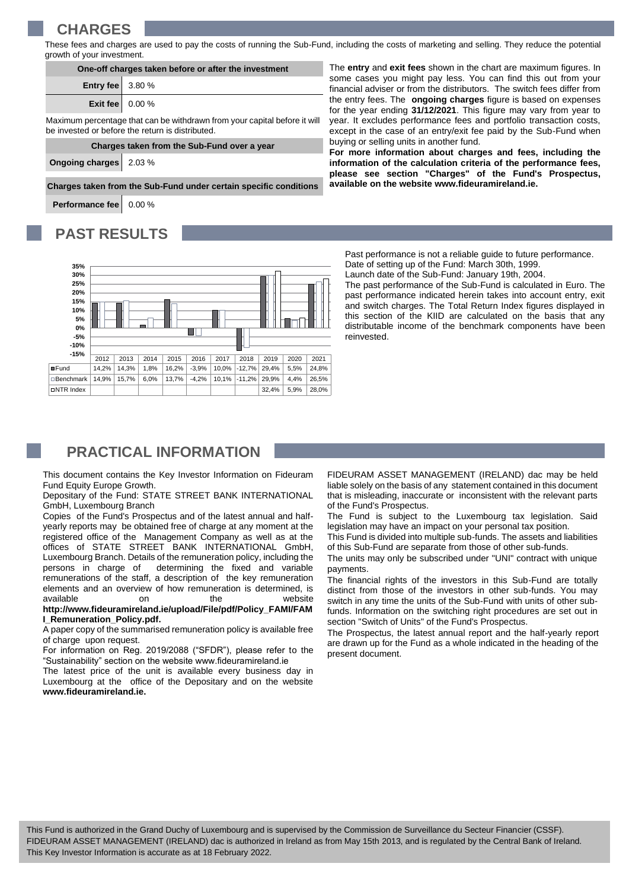## CHARGES

These fees and charges are used to pay the costs of running the Sub-Fund, including the costs of marketing and selling. They reduce the potential growth of your investment.

| One-off charges taken before or after the investment | |
|---|---|
| **Entry fee** | 3.80 % |
| **Exit fee** | 0.00 % |

Maximum percentage that can be withdrawn from your capital before it will be invested or before the return is distributed.

| Charges taken from the Sub-Fund over a year | |
|---|---|
| **Ongoing charges** | 2.03 % |

| Charges taken from the Sub-Fund under certain specific conditions | |
|---|---|
| **Performance fee** | 0.00 % |

The **entry** and **exit fees** shown in the chart are maximum figures. In some cases you might pay less. You can find this out from your financial adviser or from the distributors. The switch fees differ from the entry fees. The **ongoing charges** figure is based on expenses for the year ending **31/12/2021**. This figure may vary from year to year. It excludes performance fees and portfolio transaction costs, except in the case of an entry/exit fee paid by the Sub-Fund when buying or selling units in another fund.

**For more information about charges and fees, including the information of the calculation criteria of the performance fees, please see section "Charges" of the Fund's Prospectus, available on the website www.fideuramireland.ie.**

## PAST RESULTS

35%
30%
25%
20%
15%
10%
5%
0%
-5%
-10%
-15%

| | 2012 | 2013 | 2014 | 2015 | 2016 | 2017 | 2018 | 2019 | 2020 | 2021 |
|---|---|---|---|---|---|---|---|---|---|---|
| Fund | 14,2% | 14,3% | 1,8% | 16,2% | -3,9% | 10,0% | -12,7% | 29,4% | 5,5% | 24,8% |
| Benchmark | 14,9% | 15,7% | 6,0% | 13,7% | -4,2% | 10,1% | -11,2% | 29,9% | 4,4% | 26,5% |
| NTR Index | | | | | | | | 32,4% | 5,9% | 28,0% |

Past performance is not a reliable guide to future performance.
Date of setting up of the Fund: March 30th, 1999.
Launch date of the Sub-Fund: January 19th, 2004.
The past performance of the Sub-Fund is calculated in Euro. The past performance indicated herein takes into account entry, exit and switch charges. The Total Return Index figures displayed in this section of the KIID are calculated on the basis that any distributable income of the benchmark components have been reinvested.

## PRACTICAL INFORMATION

This document contains the Key Investor Information on Fideuram Fund Equity Europe Growth.

Depositary of the Fund: STATE STREET BANK INTERNATIONAL GmbH, Luxembourg Branch

Copies of the Fund's Prospectus and of the latest annual and half-yearly reports may be obtained free of charge at any moment at the registered office of the Management Company as well as at the offices of STATE STREET BANK INTERNATIONAL GmbH, Luxembourg Branch. Details of the remuneration policy, including the persons in charge of determining the fixed and variable remunerations of the staff, a description of the key remuneration elements and an overview of how remuneration is determined, is available on the website **http://www.fideuramireland.ie/upload/File/pdf/Policy_FAMI/FAMI_Remuneration_Policy.pdf.**

A paper copy of the summarised remuneration policy is available free of charge upon request.

For information on Reg. 2019/2088 ("SFDR"), please refer to the "Sustainability" section on the website www.fideuramireland.ie

The latest price of the unit is available every business day in Luxembourg at the office of the Depositary and on the website **www.fideuramireland.ie.**

FIDEURAM ASSET MANAGEMENT (IRELAND) dac may be held liable solely on the basis of any statement contained in this document that is misleading, inaccurate or inconsistent with the relevant parts of the Fund's Prospectus.

The Fund is subject to the Luxembourg tax legislation. Said legislation may have an impact on your personal tax position.

This Fund is divided into multiple sub-funds. The assets and liabilities of this Sub-Fund are separate from those of other sub-funds.

The units may only be subscribed under "UNI" contract with unique payments.

The financial rights of the investors in this Sub-Fund are totally distinct from those of the investors in other sub-funds. You may switch in any time the units of the Sub-Fund with units of other sub-funds. Information on the switching right procedures are set out in section "Switch of Units" of the Fund's Prospectus.

The Prospectus, the latest annual report and the half-yearly report are drawn up for the Fund as a whole indicated in the heading of the present document.

This Fund is authorized in the Grand Duchy of Luxembourg and is supervised by the Commission de Surveillance du Secteur Financier (CSSF).
FIDEURAM ASSET MANAGEMENT (IRELAND) dac is authorized in Ireland as from May 15th 2013, and is regulated by the Central Bank of Ireland.
This Key Investor Information is accurate as at 18 February 2022.